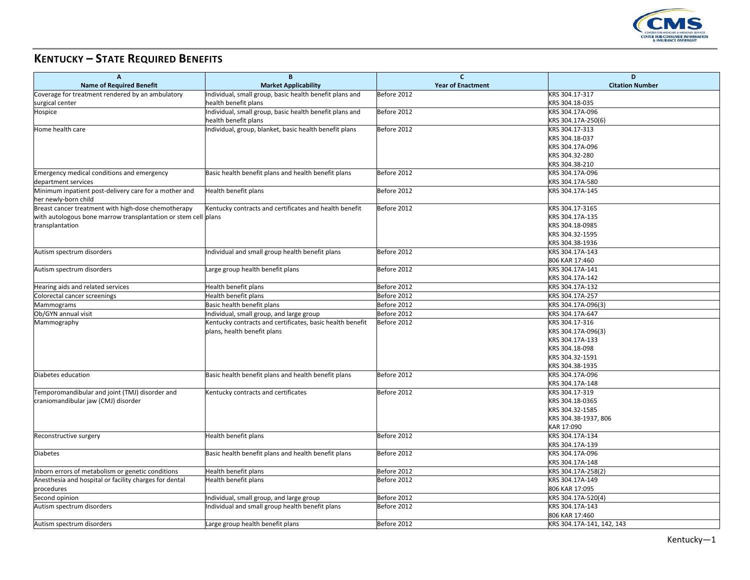## KENTUCKY – STATE REQUIRED BENEFITS

| A<br>Name of Required Benefit | B<br>Market Applicability | C<br>Year of Enactment | D<br>Citation Number |
|---|---|---|---|
| Coverage for treatment rendered by an ambulatory surgical center | Individual, small group, basic health benefit plans and health benefit plans | Before 2012 | KRS 304.17-317<br>KRS 304.18-035 |
| Hospice | Individual, small group, basic health benefit plans and health benefit plans | Before 2012 | KRS 304.17A-096<br>KRS 304.17A-250(6) |
| Home health care | Individual, group, blanket, basic health benefit plans | Before 2012 | KRS 304.17-313<br>KRS 304.18-037<br>KRS 304.17A-096<br>KRS 304.32-280<br>KRS 304.38-210 |
| Emergency medical conditions and emergency department services | Basic health benefit plans and health benefit plans | Before 2012 | KRS 304.17A-096<br>KRS 304.17A-580 |
| Minimum inpatient post-delivery care for a mother and her newly-born child | Health benefit plans | Before 2012 | KRS 304.17A-145 |
| Breast cancer treatment with high-dose chemotherapy with autologous bone marrow transplantation or stem cell transplantation | Kentucky contracts and certificates and health benefit plans | Before 2012 | KRS 304.17-3165<br>KRS 304.17A-135<br>KRS 304.18-0985<br>KRS 304.32-1595<br>KRS 304.38-1936 |
| Autism spectrum disorders | Individual and small group health benefit plans | Before 2012 | KRS 304.17A-143<br>806 KAR 17:460 |
| Autism spectrum disorders | Large group health benefit plans | Before 2012 | KRS 304.17A-141<br>KRS 304.17A-142 |
| Hearing aids and related services | Health benefit plans | Before 2012 | KRS 304.17A-132 |
| Colorectal cancer screenings | Health benefit plans | Before 2012 | KRS 304.17A-257 |
| Mammograms | Basic health benefit plans | Before 2012 | KRS 304.17A-096(3) |
| Ob/GYN annual visit | Individual, small group, and large group | Before 2012 | KRS 304.17A-647 |
| Mammography | Kentucky contracts and certificates, basic health benefit plans, health benefit plans | Before 2012 | KRS 304.17-316<br>KRS 304.17A-096(3)<br>KRS 304.17A-133<br>KRS 304.18-098<br>KRS 304.32-1591<br>KRS 304.38-1935 |
| Diabetes education | Basic health benefit plans and health benefit plans | Before 2012 | KRS 304.17A-096<br>KRS 304.17A-148 |
| Temporomandibular and joint (TMJ) disorder and craniomandibular jaw (CMJ) disorder | Kentucky contracts and certificates | Before 2012 | KRS 304.17-319<br>KRS 304.18-0365<br>KRS 304.32-1585<br>KRS 304.38-1937, 806 KAR 17:090 |
| Reconstructive surgery | Health benefit plans | Before 2012 | KRS 304.17A-134<br>KRS 304.17A-139 |
| Diabetes | Basic health benefit plans and health benefit plans | Before 2012 | KRS 304.17A-096<br>KRS 304.17A-148 |
| Inborn errors of metabolism or genetic conditions | Health benefit plans | Before 2012 | KRS 304.17A-258(2) |
| Anesthesia and hospital or facility charges for dental procedures | Health benefit plans | Before 2012 | KRS 304.17A-149<br>806 KAR 17:095 |
| Second opinion | Individual, small group, and large group | Before 2012 | KRS 304.17A-520(4) |
| Autism spectrum disorders | Individual and small group health benefit plans | Before 2012 | KRS 304.17A-143<br>806 KAR 17:460 |
| Autism spectrum disorders | Large group health benefit plans | Before 2012 | KRS 304.17A-141, 142, 143 |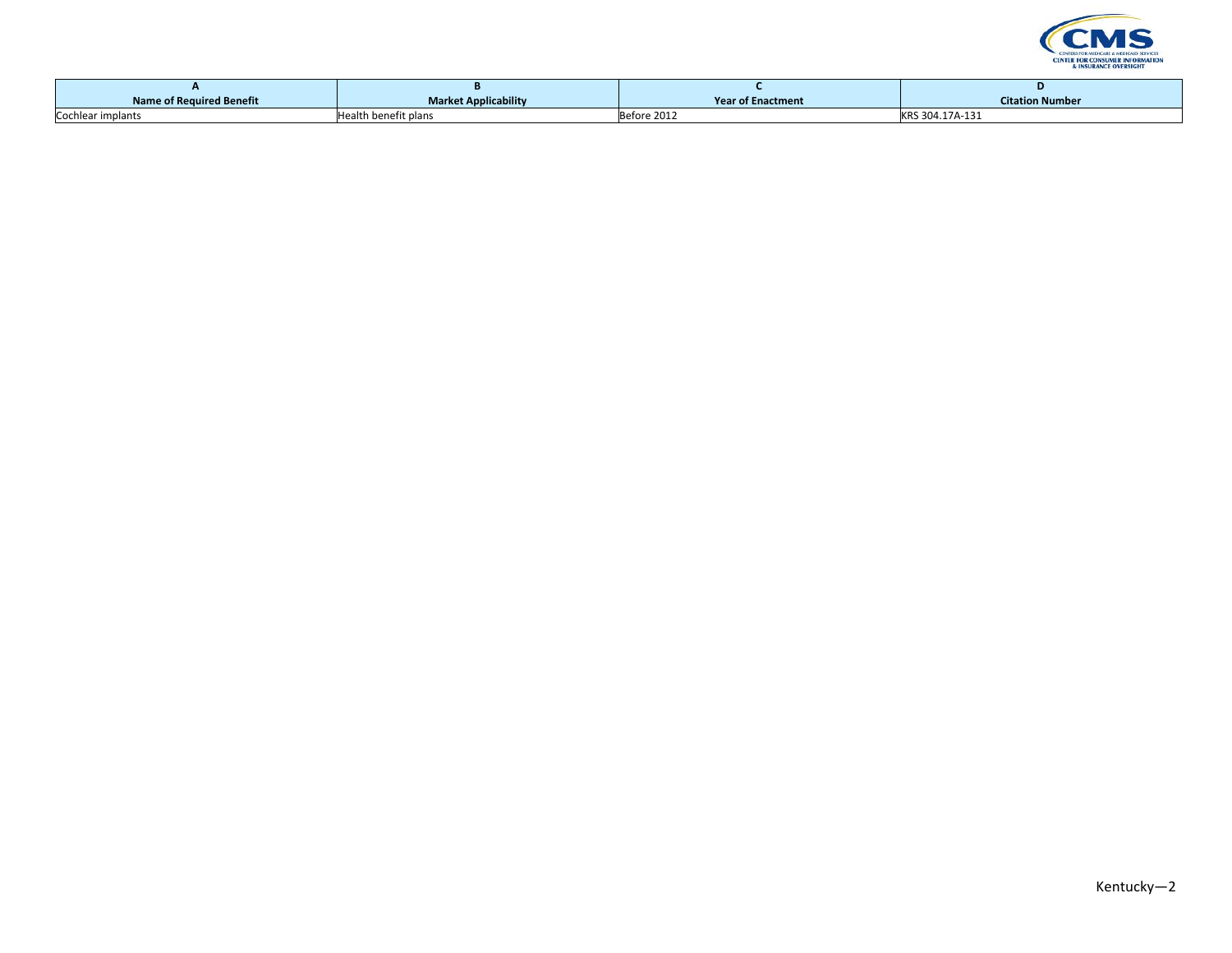| A | B | C | D |
|---|---|---|---|
| **Name of Required Benefit** | **Market Applicability** | **Year of Enactment** | **Citation Number** |
| Cochlear implants | Health benefit plans | Before 2012 | KRS 304.17A-131 |